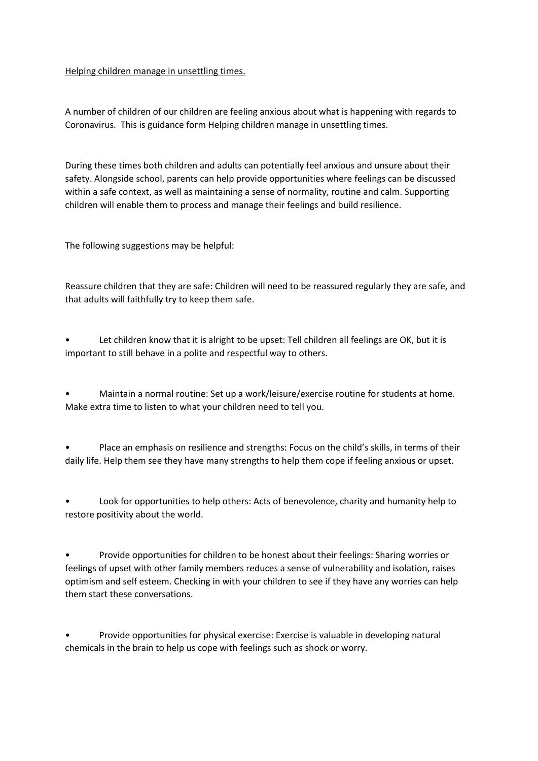<u>Helping children manage in unsettling times.</u>

A number of children of our children are feeling anxious about what is happening with regards to Coronavirus. This is guidance form Helping children manage in unsettling times.

During these times both children and adults can potentially feel anxious and unsure about their safety. Alongside school, parents can help provide opportunities where feelings can be discussed within a safe context, as well as maintaining a sense of normality, routine and calm. Supporting children will enable them to process and manage their feelings and build resilience.

The following suggestions may be helpful:

Reassure children that they are safe: Children will need to be reassured regularly they are safe, and that adults will faithfully try to keep them safe.

- Let children know that it is alright to be upset: Tell children all feelings are OK, but it is important to still behave in a polite and respectful way to others.

- Maintain a normal routine: Set up a work/leisure/exercise routine for students at home. Make extra time to listen to what your children need to tell you.

- Place an emphasis on resilience and strengths: Focus on the child's skills, in terms of their daily life. Help them see they have many strengths to help them cope if feeling anxious or upset.

- Look for opportunities to help others: Acts of benevolence, charity and humanity help to restore positivity about the world.

- Provide opportunities for children to be honest about their feelings: Sharing worries or feelings of upset with other family members reduces a sense of vulnerability and isolation, raises optimism and self esteem. Checking in with your children to see if they have any worries can help them start these conversations.

- Provide opportunities for physical exercise: Exercise is valuable in developing natural chemicals in the brain to help us cope with feelings such as shock or worry.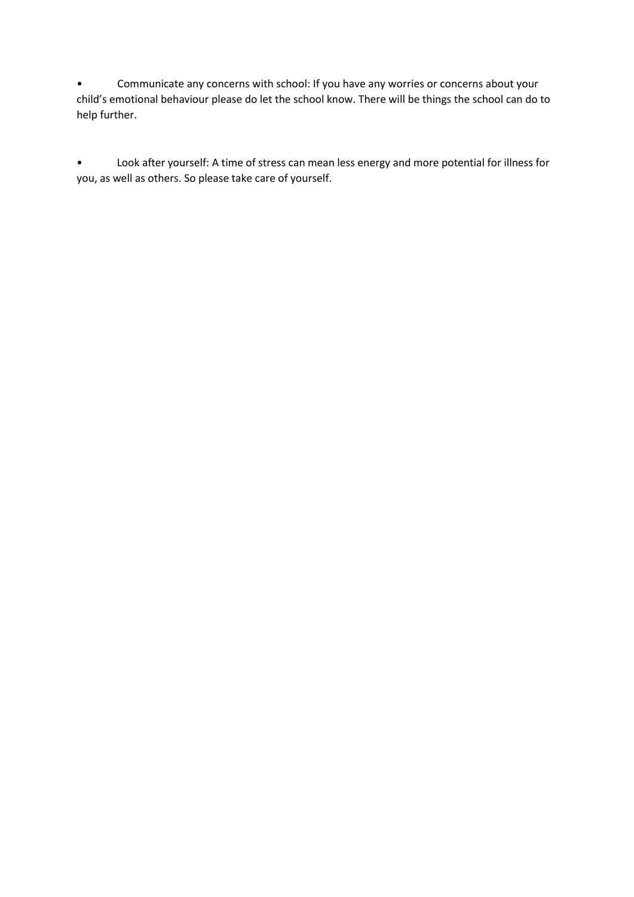- Communicate any concerns with school: If you have any worries or concerns about your child's emotional behaviour please do let the school know. There will be things the school can do to help further.

- Look after yourself: A time of stress can mean less energy and more potential for illness for you, as well as others. So please take care of yourself.